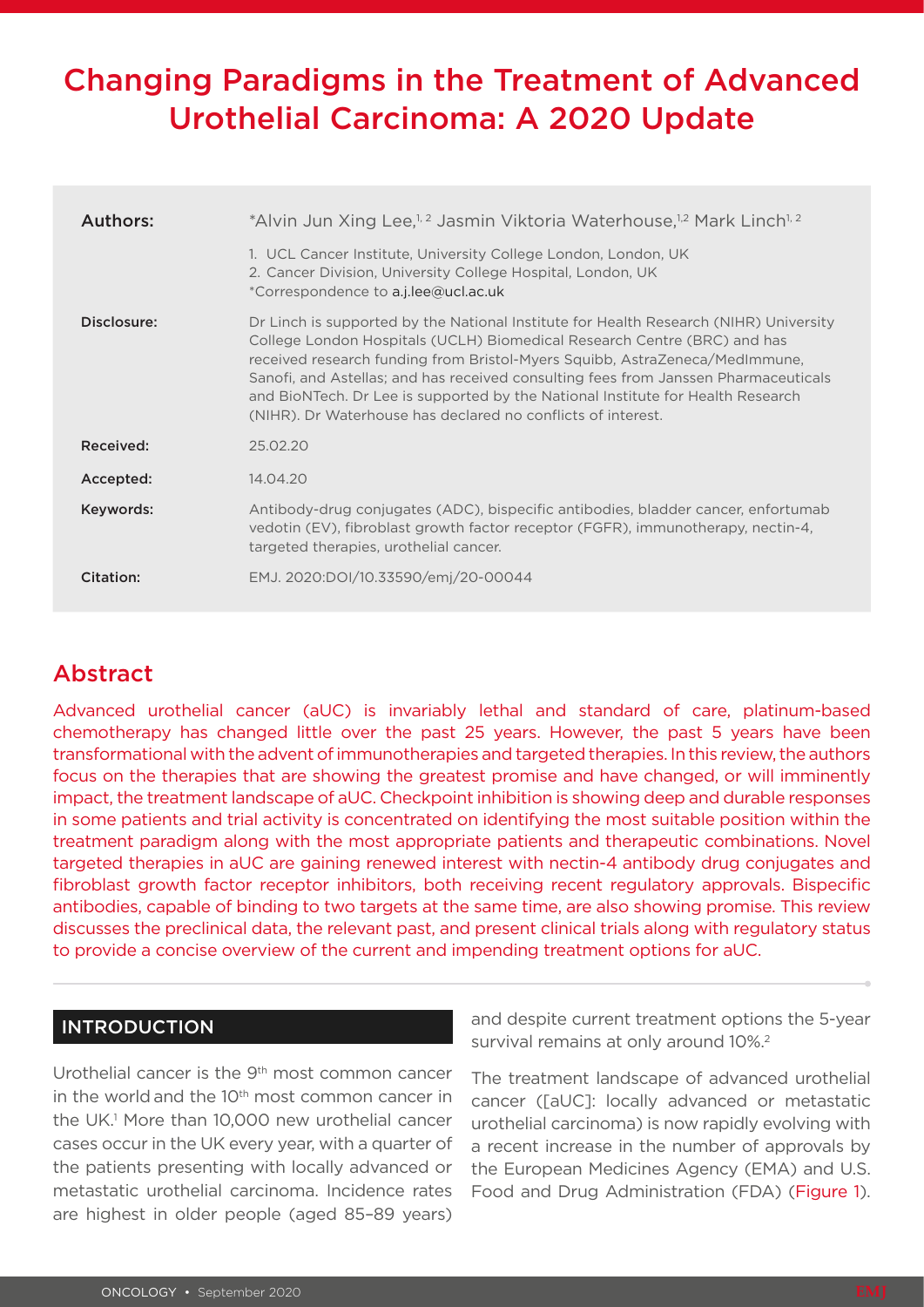# Changing Paradigms in the Treatment of Advanced Urothelial Carcinoma: A 2020 Update

| | |
|---|---|
| **Authors:** | *Alvin Jun Xing Lee,[1,2] Jasmin Viktoria Waterhouse,[1,2] Mark Linch[1,2]<br>1. UCL Cancer Institute, University College London, London, UK<br>2. Cancer Division, University College Hospital, London, UK<br>*Correspondence to a.j.lee@ucl.ac.uk |
| **Disclosure:** | Dr Linch is supported by the National Institute for Health Research (NIHR) University College London Hospitals (UCLH) Biomedical Research Centre (BRC) and has received research funding from Bristol-Myers Squibb, AstraZeneca/MedImmune, Sanofi, and Astellas; and has received consulting fees from Janssen Pharmaceuticals and BioNTech. Dr Lee is supported by the National Institute for Health Research (NIHR). Dr Waterhouse has declared no conflicts of interest. |
| **Received:** | 25.02.20 |
| **Accepted:** | 14.04.20 |
| **Keywords:** | Antibody-drug conjugates (ADC), bispecific antibodies, bladder cancer, enfortumab vedotin (EV), fibroblast growth factor receptor (FGFR), immunotherapy, nectin-4, targeted therapies, urothelial cancer. |
| **Citation:** | EMJ. 2020:DOI/10.33590/emj/20-00044 |

## Abstract

Advanced urothelial cancer (aUC) is invariably lethal and standard of care, platinum-based chemotherapy has changed little over the past 25 years. However, the past 5 years have been transformational with the advent of immunotherapies and targeted therapies. In this review, the authors focus on the therapies that are showing the greatest promise and have changed, or will imminently impact, the treatment landscape of aUC. Checkpoint inhibition is showing deep and durable responses in some patients and trial activity is concentrated on identifying the most suitable position within the treatment paradigm along with the most appropriate patients and therapeutic combinations. Novel targeted therapies in aUC are gaining renewed interest with nectin-4 antibody drug conjugates and fibroblast growth factor receptor inhibitors, both receiving recent regulatory approvals. Bispecific antibodies, capable of binding to two targets at the same time, are also showing promise. This review discusses the preclinical data, the relevant past, and present clinical trials along with regulatory status to provide a concise overview of the current and impending treatment options for aUC.

## INTRODUCTION

Urothelial cancer is the 9th most common cancer in the world and the 10th most common cancer in the UK.[1] More than 10,000 new urothelial cancer cases occur in the UK every year, with a quarter of the patients presenting with locally advanced or metastatic urothelial carcinoma. Incidence rates are highest in older people (aged 85–89 years) and despite current treatment options the 5-year survival remains at only around 10%.[2]

The treatment landscape of advanced urothelial cancer ([aUC]: locally advanced or metastatic urothelial carcinoma) is now rapidly evolving with a recent increase in the number of approvals by the European Medicines Agency (EMA) and U.S. Food and Drug Administration (FDA) (Figure 1).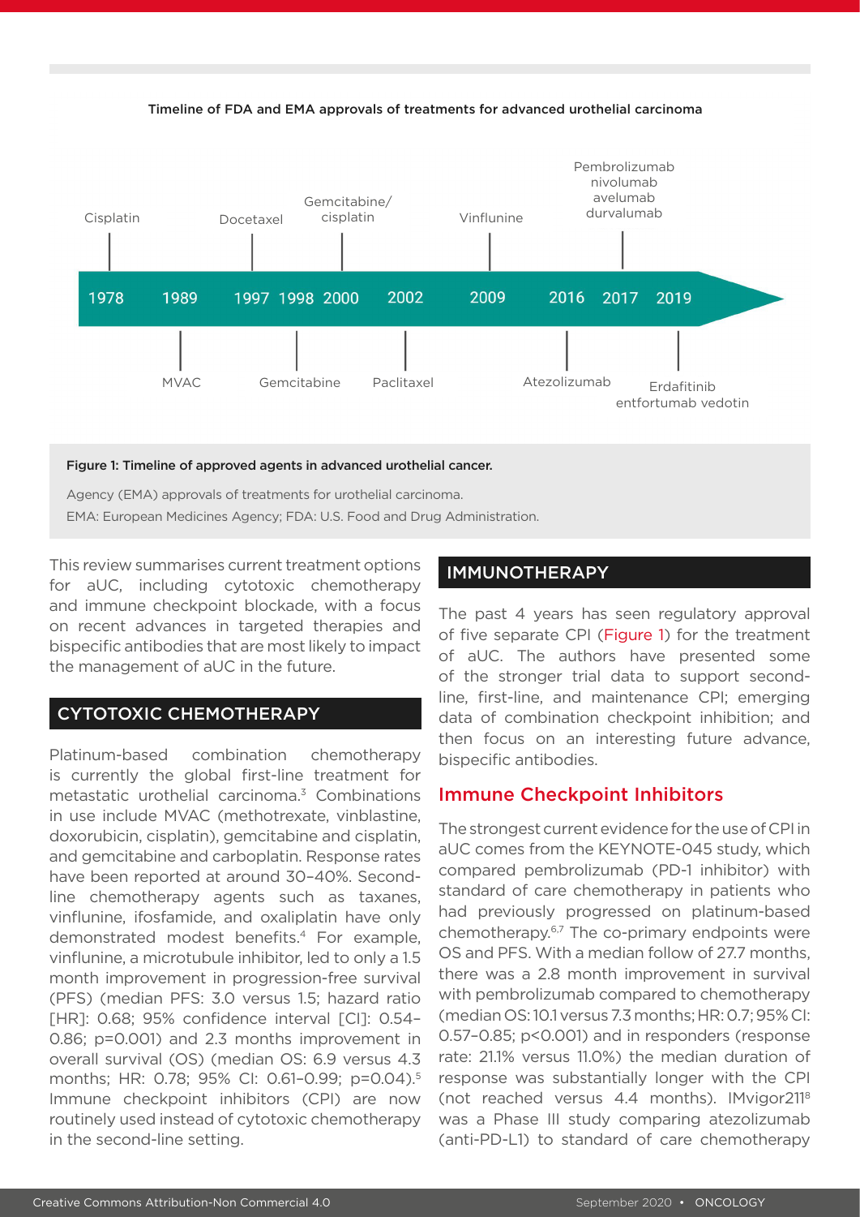Timeline of FDA and EMA approvals of treatments for advanced urothelial carcinoma

Cisplatin
Docetaxel
Gemcitabine/ cisplatin
Vinflunine
Pembrolizumab nivolumab avelumab durvalumab

1978 1989 1997 1998 2000 2002 2009 2016 2017 2019

MVAC
Gemcitabine
Paclitaxel
Atezolizumab
Erdafitinib entfortumab vedotin

**Figure 1: Timeline of approved agents in advanced urothelial cancer.**

Agency (EMA) approvals of treatments for urothelial carcinoma.

EMA: European Medicines Agency; FDA: U.S. Food and Drug Administration.

This review summarises current treatment options for aUC, including cytotoxic chemotherapy and immune checkpoint blockade, with a focus on recent advances in targeted therapies and bispecific antibodies that are most likely to impact the management of aUC in the future.

## CYTOTOXIC CHEMOTHERAPY

Platinum-based combination chemotherapy is currently the global first-line treatment for metastatic urothelial carcinoma.[3] Combinations in use include MVAC (methotrexate, vinblastine, doxorubicin, cisplatin), gemcitabine and cisplatin, and gemcitabine and carboplatin. Response rates have been reported at around 30–40%. Second-line chemotherapy agents such as taxanes, vinflunine, ifosfamide, and oxaliplatin have only demonstrated modest benefits.[4] For example, vinflunine, a microtubule inhibitor, led to only a 1.5 month improvement in progression-free survival (PFS) (median PFS: 3.0 versus 1.5; hazard ratio [HR]: 0.68; 95% confidence interval [CI]: 0.54–0.86; p=0.001) and 2.3 months improvement in overall survival (OS) (median OS: 6.9 versus 4.3 months; HR: 0.78; 95% CI: 0.61–0.99; p=0.04).[5] Immune checkpoint inhibitors (CPI) are now routinely used instead of cytotoxic chemotherapy in the second-line setting.

## IMMUNOTHERAPY

The past 4 years has seen regulatory approval of five separate CPI (Figure 1) for the treatment of aUC. The authors have presented some of the stronger trial data to support second-line, first-line, and maintenance CPI; emerging data of combination checkpoint inhibition; and then focus on an interesting future advance, bispecific antibodies.

### Immune Checkpoint Inhibitors

The strongest current evidence for the use of CPI in aUC comes from the KEYNOTE-045 study, which compared pembrolizumab (PD-1 inhibitor) with standard of care chemotherapy in patients who had previously progressed on platinum-based chemotherapy.[6,7] The co-primary endpoints were OS and PFS. With a median follow of 27.7 months, there was a 2.8 month improvement in survival with pembrolizumab compared to chemotherapy (median OS: 10.1 versus 7.3 months; HR: 0.7; 95% CI: 0.57–0.85; p<0.001) and in responders (response rate: 21.1% versus 11.0%) the median duration of response was substantially longer with the CPI (not reached versus 4.4 months). IMvigor211[8] was a Phase III study comparing atezolizumab (anti-PD-L1) to standard of care chemotherapy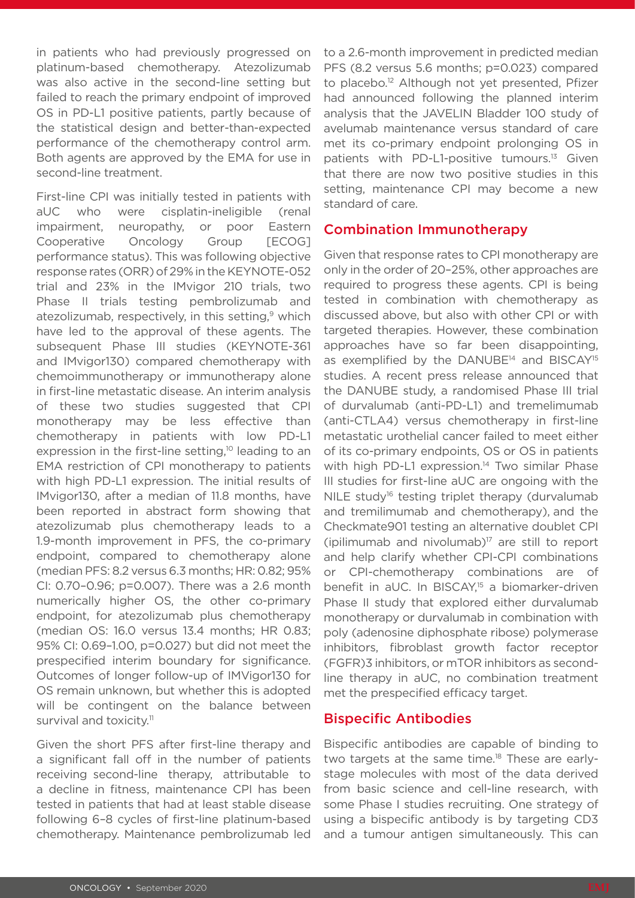in patients who had previously progressed on platinum-based chemotherapy. Atezolizumab was also active in the second-line setting but failed to reach the primary endpoint of improved OS in PD-L1 positive patients, partly because of the statistical design and better-than-expected performance of the chemotherapy control arm. Both agents are approved by the EMA for use in second-line treatment.

First-line CPI was initially tested in patients with aUC who were cisplatin-ineligible (renal impairment, neuropathy, or poor Eastern Cooperative Oncology Group [ECOG] performance status). This was following objective response rates (ORR) of 29% in the KEYNOTE-052 trial and 23% in the IMvigor 210 trials, two Phase II trials testing pembrolizumab and atezolizumab, respectively, in this setting,[9] which have led to the approval of these agents. The subsequent Phase III studies (KEYNOTE-361 and IMvigor130) compared chemotherapy with chemoimmunotherapy or immunotherapy alone in first-line metastatic disease. An interim analysis of these two studies suggested that CPI monotherapy may be less effective than chemotherapy in patients with low PD-L1 expression in the first-line setting,[10] leading to an EMA restriction of CPI monotherapy to patients with high PD-L1 expression. The initial results of IMvigor130, after a median of 11.8 months, have been reported in abstract form showing that atezolizumab plus chemotherapy leads to a 1.9-month improvement in PFS, the co-primary endpoint, compared to chemotherapy alone (median PFS: 8.2 versus 6.3 months; HR: 0.82; 95% CI: 0.70–0.96; p=0.007). There was a 2.6 month numerically higher OS, the other co-primary endpoint, for atezolizumab plus chemotherapy (median OS: 16.0 versus 13.4 months; HR 0.83; 95% CI: 0.69–1.00, p=0.027) but did not meet the prespecified interim boundary for significance. Outcomes of longer follow-up of IMVigor130 for OS remain unknown, but whether this is adopted will be contingent on the balance between survival and toxicity.[11]

Given the short PFS after first-line therapy and a significant fall off in the number of patients receiving second-line therapy, attributable to a decline in fitness, maintenance CPI has been tested in patients that had at least stable disease following 6–8 cycles of first-line platinum-based chemotherapy. Maintenance pembrolizumab led to a 2.6-month improvement in predicted median PFS (8.2 versus 5.6 months; p=0.023) compared to placebo.[12] Although not yet presented, Pfizer had announced following the planned interim analysis that the JAVELIN Bladder 100 study of avelumab maintenance versus standard of care met its co-primary endpoint prolonging OS in patients with PD-L1-positive tumours.[13] Given that there are now two positive studies in this setting, maintenance CPI may become a new standard of care.

## Combination Immunotherapy

Given that response rates to CPI monotherapy are only in the order of 20–25%, other approaches are required to progress these agents. CPI is being tested in combination with chemotherapy as discussed above, but also with other CPI or with targeted therapies. However, these combination approaches have so far been disappointing, as exemplified by the DANUBE[14] and BISCAY[15] studies. A recent press release announced that the DANUBE study, a randomised Phase III trial of durvalumab (anti-PD-L1) and tremelimumab (anti-CTLA4) versus chemotherapy in first-line metastatic urothelial cancer failed to meet either of its co-primary endpoints, OS or OS in patients with high PD-L1 expression.[14] Two similar Phase III studies for first-line aUC are ongoing with the NILE study[16] testing triplet therapy (durvalumab and tremilimumab and chemotherapy), and the Checkmate901 testing an alternative doublet CPI (ipilimumab and nivolumab)[17] are still to report and help clarify whether CPI-CPI combinations or CPI-chemotherapy combinations are of benefit in aUC. In BISCAY,[15] a biomarker-driven Phase II study that explored either durvalumab monotherapy or durvalumab in combination with poly (adenosine diphosphate ribose) polymerase inhibitors, fibroblast growth factor receptor (FGFR)3 inhibitors, or mTOR inhibitors as second-line therapy in aUC, no combination treatment met the prespecified efficacy target.

## Bispecific Antibodies

Bispecific antibodies are capable of binding to two targets at the same time.[18] These are early-stage molecules with most of the data derived from basic science and cell-line research, with some Phase I studies recruiting. One strategy of using a bispecific antibody is by targeting CD3 and a tumour antigen simultaneously. This can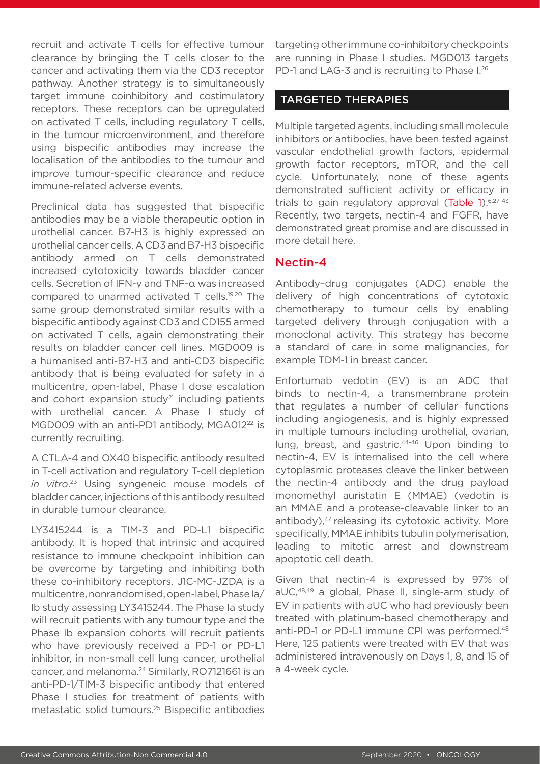recruit and activate T cells for effective tumour clearance by bringing the T cells closer to the cancer and activating them via the CD3 receptor pathway. Another strategy is to simultaneously target immune coinhibitory and costimulatory receptors. These receptors can be upregulated on activated T cells, including regulatory T cells, in the tumour microenvironment, and therefore using bispecific antibodies may increase the localisation of the antibodies to the tumour and improve tumour-specific clearance and reduce immune-related adverse events.

Preclinical data has suggested that bispecific antibodies may be a viable therapeutic option in urothelial cancer. B7-H3 is highly expressed on urothelial cancer cells. A CD3 and B7-H3 bispecific antibody armed on T cells demonstrated increased cytotoxicity towards bladder cancer cells. Secretion of IFN-γ and TNF-α was increased compared to unarmed activated T cells.[19,20] The same group demonstrated similar results with a bispecific antibody against CD3 and CD155 armed on activated T cells, again demonstrating their results on bladder cancer cell lines. MGD009 is a humanised anti-B7-H3 and anti-CD3 bispecific antibody that is being evaluated for safety in a multicentre, open-label, Phase I dose escalation and cohort expansion study[21] including patients with urothelial cancer. A Phase I study of MGD009 with an anti-PD1 antibody, MGA012[22] is currently recruiting.

A CTLA-4 and OX40 bispecific antibody resulted in T-cell activation and regulatory T-cell depletion *in vitro*.[23] Using syngeneic mouse models of bladder cancer, injections of this antibody resulted in durable tumour clearance.

LY3415244 is a TIM-3 and PD-L1 bispecific antibody. It is hoped that intrinsic and acquired resistance to immune checkpoint inhibition can be overcome by targeting and inhibiting both these co-inhibitory receptors. J1C-MC-JZDA is a multicentre, nonrandomised, open-label, Phase Ia/Ib study assessing LY3415244. The Phase Ia study will recruit patients with any tumour type and the Phase Ib expansion cohorts will recruit patients who have previously received a PD-1 or PD-L1 inhibitor, in non-small cell lung cancer, urothelial cancer, and melanoma.[24] Similarly, RO7121661 is an anti-PD-1/TIM-3 bispecific antibody that entered Phase I studies for treatment of patients with metastatic solid tumours.[25] Bispecific antibodies targeting other immune co-inhibitory checkpoints are running in Phase I studies. MGD013 targets PD-1 and LAG-3 and is recruiting to Phase I.[26]

## TARGETED THERAPIES

Multiple targeted agents, including small molecule inhibitors or antibodies, have been tested against vascular endothelial growth factors, epidermal growth factor receptors, mTOR, and the cell cycle. Unfortunately, none of these agents demonstrated sufficient activity or efficacy in trials to gain regulatory approval (Table 1).[6,27-43] Recently, two targets, nectin-4 and FGFR, have demonstrated great promise and are discussed in more detail here.

### Nectin-4

Antibody–drug conjugates (ADC) enable the delivery of high concentrations of cytotoxic chemotherapy to tumour cells by enabling targeted delivery through conjugation with a monoclonal activity. This strategy has become a standard of care in some malignancies, for example TDM-1 in breast cancer.

Enfortumab vedotin (EV) is an ADC that binds to nectin-4, a transmembrane protein that regulates a number of cellular functions including angiogenesis, and is highly expressed in multiple tumours including urothelial, ovarian, lung, breast, and gastric.[44-46] Upon binding to nectin-4, EV is internalised into the cell where cytoplasmic proteases cleave the linker between the nectin-4 antibody and the drug payload monomethyl auristatin E (MMAE) (vedotin is an MMAE and a protease-cleavable linker to an antibody),[47] releasing its cytotoxic activity. More specifically, MMAE inhibits tubulin polymerisation, leading to mitotic arrest and downstream apoptotic cell death.

Given that nectin-4 is expressed by 97% of aUC,[48,49] a global, Phase II, single-arm study of EV in patients with aUC who had previously been treated with platinum-based chemotherapy and anti-PD-1 or PD-L1 immune CPI was performed.[48] Here, 125 patients were treated with EV that was administered intravenously on Days 1, 8, and 15 of a 4-week cycle.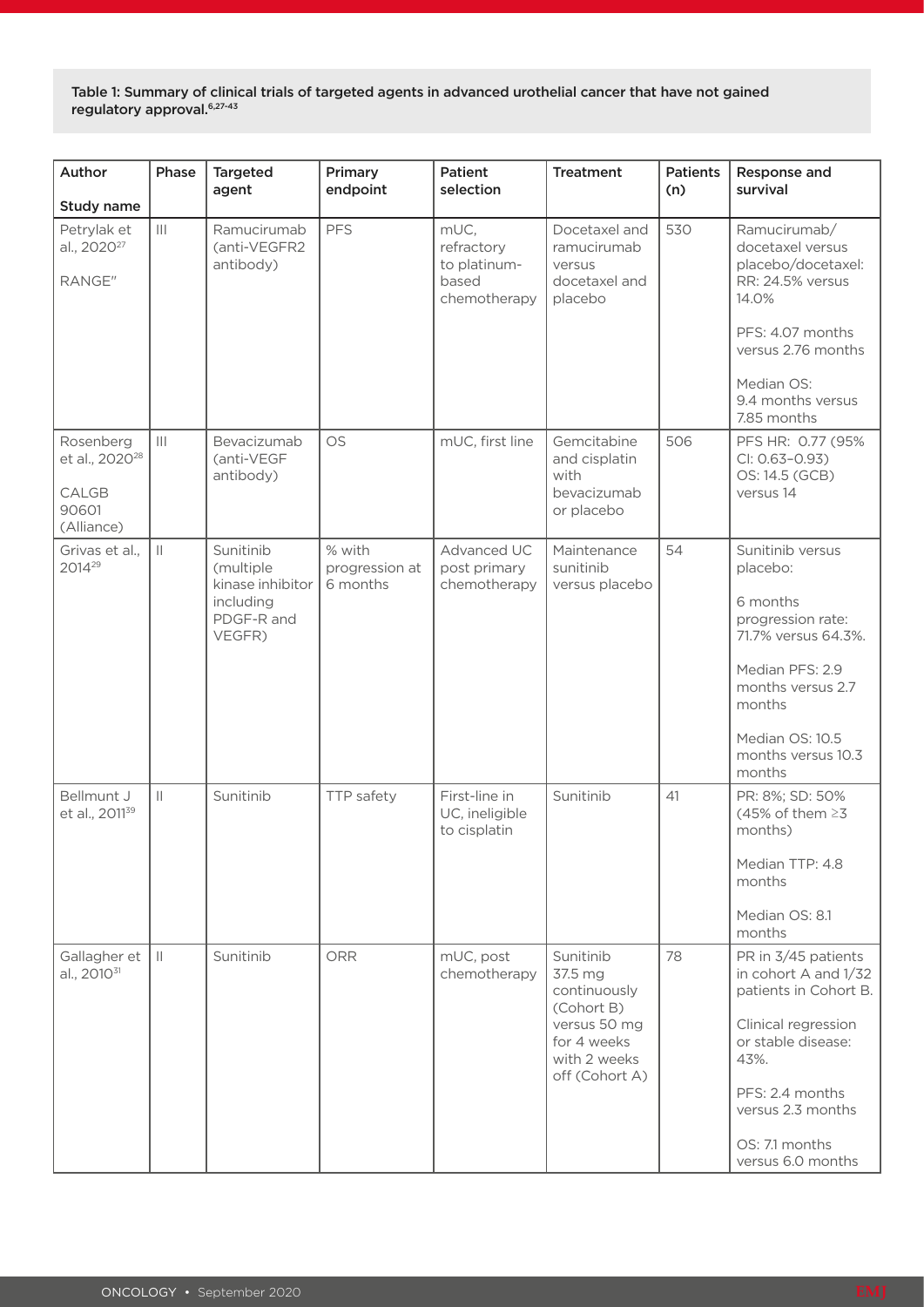Table 1: Summary of clinical trials of targeted agents in advanced urothelial cancer that have not gained regulatory approval.[6,27-43]

| Author<br>Study name | Phase | Targeted agent | Primary endpoint | Patient selection | Treatment | Patients (n) | Response and survival |
|---|---|---|---|---|---|---|---|
| Petrylak et al., 2020[27]<br>RANGE" | III | Ramucirumab (anti-VEGFR2 antibody) | PFS | mUC, refractory to platinum-based chemotherapy | Docetaxel and ramucirumab versus docetaxel and placebo | 530 | Ramucirumab/docetaxel versus placebo/docetaxel: RR: 24.5% versus 14.0%<br>PFS: 4.07 months versus 2.76 months<br>Median OS: 9.4 months versus 7.85 months |
| Rosenberg et al., 2020[28]<br>CALGB 90601 (Alliance) | III | Bevacizumab (anti-VEGF antibody) | OS | mUC, first line | Gemcitabine and cisplatin with bevacizumab or placebo | 506 | PFS HR: 0.77 (95% CI: 0.63–0.93)<br>OS: 14.5 (GCB) versus 14 |
| Grivas et al., 2014[29] | II | Sunitinib (multiple kinase inhibitor including PDGF-R and VEGFR) | % with progression at 6 months | Advanced UC post primary chemotherapy | Maintenance sunitinib versus placebo | 54 | Sunitinib versus placebo:<br>6 months progression rate: 71.7% versus 64.3%.<br>Median PFS: 2.9 months versus 2.7 months<br>Median OS: 10.5 months versus 10.3 months |
| Bellmunt J et al., 2011[39] | II | Sunitinib | TTP safety | First-line in UC, ineligible to cisplatin | Sunitinib | 41 | PR: 8%; SD: 50% (45% of them ≥3 months)<br>Median TTP: 4.8 months<br>Median OS: 8.1 months |
| Gallagher et al., 2010[31] | II | Sunitinib | ORR | mUC, post chemotherapy | Sunitinib 37.5 mg continuously (Cohort B) versus 50 mg for 4 weeks with 2 weeks off (Cohort A) | 78 | PR in 3/45 patients in cohort A and 1/32 patients in Cohort B.<br>Clinical regression or stable disease: 43%.<br>PFS: 2.4 months versus 2.3 months<br>OS: 7.1 months versus 6.0 months |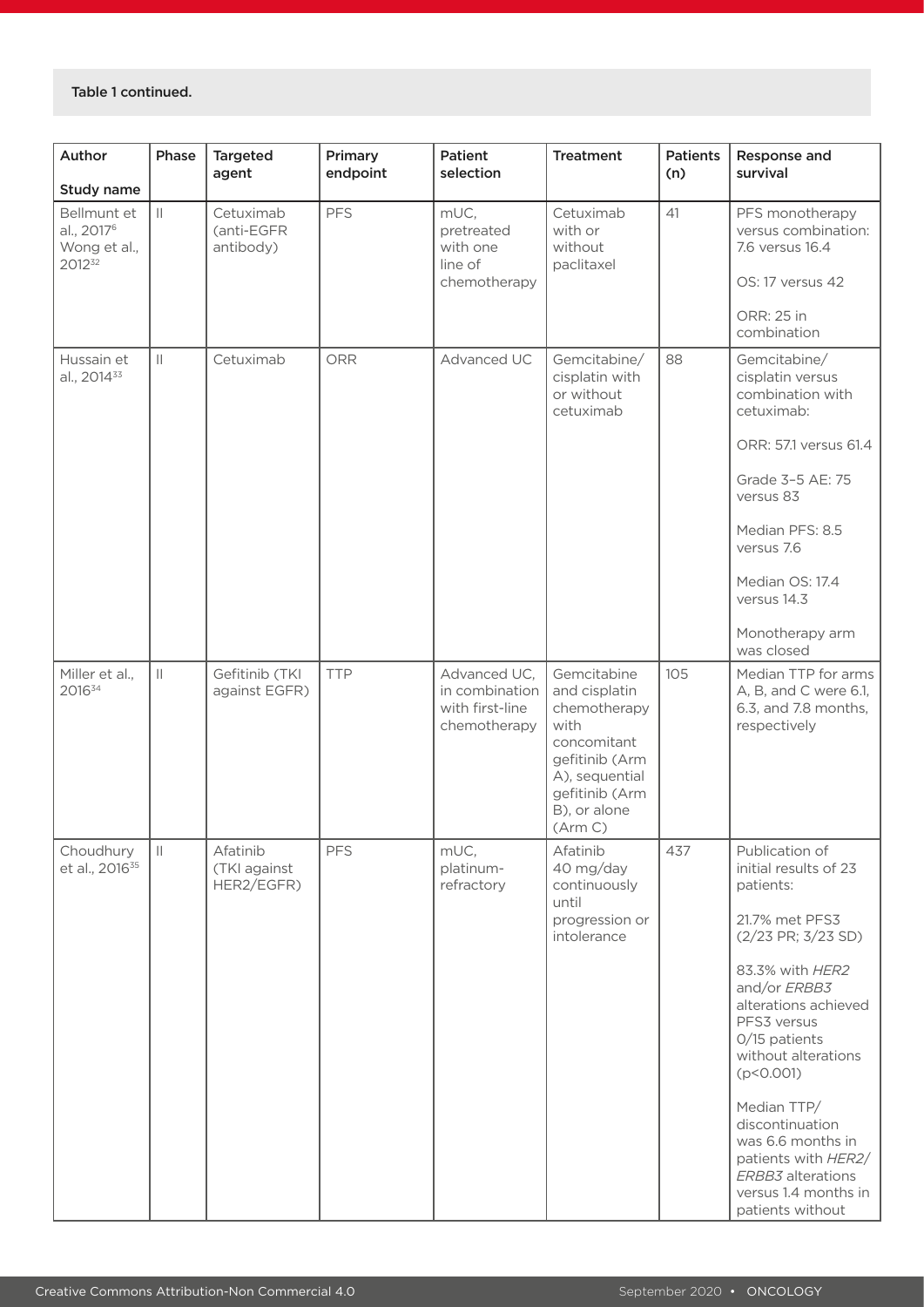Table 1 continued.

| Author<br><br>Study name | Phase | Targeted agent | Primary endpoint | Patient selection | Treatment | Patients (n) | Response and survival |
|---|---|---|---|---|---|---|---|
| Bellmunt et al., 2017[6] Wong et al., 2012[32] | II | Cetuximab (anti-EGFR antibody) | PFS | mUC, pretreated with one line of chemotherapy | Cetuximab with or without paclitaxel | 41 | PFS monotherapy versus combination: 7.6 versus 16.4<br><br>OS: 17 versus 42<br><br>ORR: 25 in combination |
| Hussain et al., 2014[33] | II | Cetuximab | ORR | Advanced UC | Gemcitabine/cisplatin with or without cetuximab | 88 | Gemcitabine/cisplatin versus combination with cetuximab:<br><br>ORR: 57.1 versus 61.4<br><br>Grade 3–5 AE: 75 versus 83<br><br>Median PFS: 8.5 versus 7.6<br><br>Median OS: 17.4 versus 14.3<br><br>Monotherapy arm was closed |
| Miller et al., 2016[34] | II | Gefitinib (TKI against EGFR) | TTP | Advanced UC, in combination with first-line chemotherapy | Gemcitabine and cisplatin chemotherapy with concomitant gefitinib (Arm A), sequential gefitinib (Arm B), or alone (Arm C) | 105 | Median TTP for arms A, B, and C were 6.1, 6.3, and 7.8 months, respectively |
| Choudhury et al., 2016[35] | II | Afatinib (TKI against HER2/EGFR) | PFS | mUC, platinum-refractory | Afatinib 40 mg/day continuously until progression or intolerance | 437 | Publication of initial results of 23 patients:<br><br>21.7% met PFS3 (2/23 PR; 3/23 SD)<br><br>83.3% with *HER2* and/or *ERBB3* alterations achieved PFS3 versus 0/15 patients without alterations ($p<0.001$)<br><br>Median TTP/discontinuation was 6.6 months in patients with *HER2/ERBB3* alterations versus 1.4 months in patients without |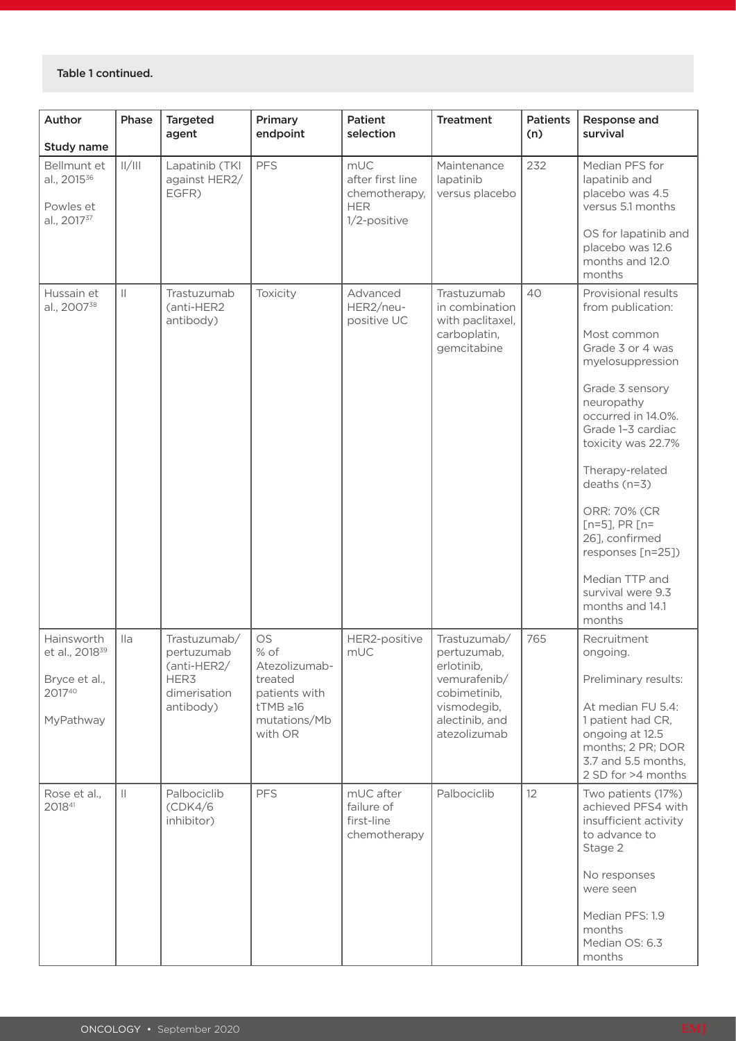Table 1 continued.

| Author<br>Study name | Phase | Targeted agent | Primary endpoint | Patient selection | Treatment | Patients (n) | Response and survival |
|---|---|---|---|---|---|---|---|
| Bellmunt et al., 2015[36]<br>Powles et al., 2017[37] | II/III | Lapatinib (TKI against HER2/ EGFR) | PFS | mUC after first line chemotherapy, HER 1/2-positive | Maintenance lapatinib versus placebo | 232 | Median PFS for lapatinib and placebo was 4.5 versus 5.1 months<br>OS for lapatinib and placebo was 12.6 months and 12.0 months |
| Hussain et al., 2007[38] | II | Trastuzumab (anti-HER2 antibody) | Toxicity | Advanced HER2/neu-positive UC | Trastuzumab in combination with paclitaxel, carboplatin, gemcitabine | 40 | Provisional results from publication:<br>Most common Grade 3 or 4 was myelosuppression<br>Grade 3 sensory neuropathy occurred in 14.0%. Grade 1–3 cardiac toxicity was 22.7%<br>Therapy-related deaths (n=3)<br>ORR: 70% (CR [n=5], PR [n= 26], confirmed responses [n=25])<br>Median TTP and survival were 9.3 months and 14.1 months |
| Hainsworth et al., 2018[39]<br>Bryce et al., 2017[40]<br>MyPathway | IIa | Trastuzumab/ pertuzumab (anti-HER2/ HER3 dimerisation antibody) | OS<br>% of Atezolizumab-treated patients with tTMB ≥16 mutations/Mb with OR | HER2-positive mUC | Trastuzumab/ pertuzumab, erlotinib, vemurafenib/ cobimetinib, vismodegib, alectinib, and atezolizumab | 765 | Recruitment ongoing.<br>Preliminary results:<br>At median FU 5.4: 1 patient had CR, ongoing at 12.5 months; 2 PR; DOR 3.7 and 5.5 months, 2 SD for >4 months |
| Rose et al., 2018[41] | II | Palbociclib (CDK4/6 inhibitor) | PFS | mUC after failure of first-line chemotherapy | Palbociclib | 12 | Two patients (17%) achieved PFS4 with insufficient activity to advance to Stage 2<br>No responses were seen<br>Median PFS: 1.9 months<br>Median OS: 6.3 months |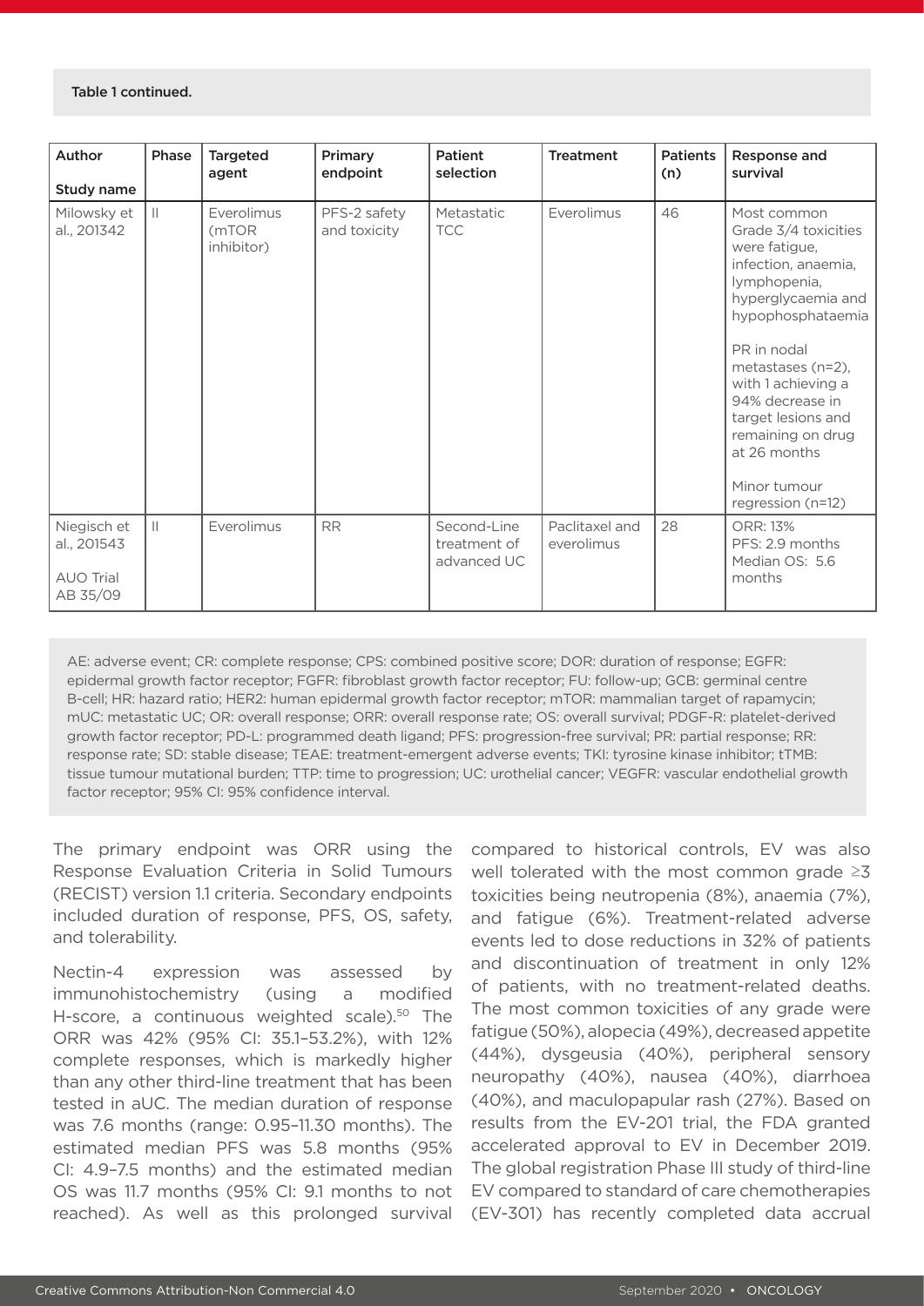Table 1 continued.

| Author<br>Study name | Phase | Targeted agent | Primary endpoint | Patient selection | Treatment | Patients (n) | Response and survival |
|---|---|---|---|---|---|---|---|
| Milowsky et al., 2013[42] | II | Everolimus (mTOR inhibitor) | PFS-2 safety and toxicity | Metastatic TCC | Everolimus | 46 | Most common Grade 3/4 toxicities were fatigue, infection, anaemia, lymphopenia, hyperglycaemia and hypophosphataemia<br><br>PR in nodal metastases (n=2), with 1 achieving a 94% decrease in target lesions and remaining on drug at 26 months<br><br>Minor tumour regression (n=12) |
| Niegisch et al., 2015[43]<br>AUO Trial AB 35/09 | II | Everolimus | RR | Second-Line treatment of advanced UC | Paclitaxel and everolimus | 28 | ORR: 13%<br>PFS: 2.9 months<br>Median OS: 5.6 months |

AE: adverse event; CR: complete response; CPS: combined positive score; DOR: duration of response; EGFR: epidermal growth factor receptor; FGFR: fibroblast growth factor receptor; FU: follow-up; GCB: germinal centre B-cell; HR: hazard ratio; HER2: human epidermal growth factor receptor; mTOR: mammalian target of rapamycin; mUC: metastatic UC; OR: overall response; ORR: overall response rate; OS: overall survival; PDGF-R: platelet-derived growth factor receptor; PD-L: programmed death ligand; PFS: progression-free survival; PR: partial response; RR: response rate; SD: stable disease; TEAE: treatment-emergent adverse events; TKI: tyrosine kinase inhibitor; tTMB: tissue tumour mutational burden; TTP: time to progression; UC: urothelial cancer; VEGFR: vascular endothelial growth factor receptor; 95% CI: 95% confidence interval.

The primary endpoint was ORR using the Response Evaluation Criteria in Solid Tumours (RECIST) version 1.1 criteria. Secondary endpoints included duration of response, PFS, OS, safety, and tolerability.

Nectin-4 expression was assessed by immunohistochemistry (using a modified H-score, a continuous weighted scale).[50] The ORR was 42% (95% CI: 35.1–53.2%), with 12% complete responses, which is markedly higher than any other third-line treatment that has been tested in aUC. The median duration of response was 7.6 months (range: 0.95–11.30 months). The estimated median PFS was 5.8 months (95% CI: 4.9–7.5 months) and the estimated median OS was 11.7 months (95% CI: 9.1 months to not reached). As well as this prolonged survival compared to historical controls, EV was also well tolerated with the most common grade ≥3 toxicities being neutropenia (8%), anaemia (7%), and fatigue (6%). Treatment-related adverse events led to dose reductions in 32% of patients and discontinuation of treatment in only 12% of patients, with no treatment-related deaths. The most common toxicities of any grade were fatigue (50%), alopecia (49%), decreased appetite (44%), dysgeusia (40%), peripheral sensory neuropathy (40%), nausea (40%), diarrhoea (40%), and maculopapular rash (27%). Based on results from the EV-201 trial, the FDA granted accelerated approval to EV in December 2019. The global registration Phase III study of third-line EV compared to standard of care chemotherapies (EV-301) has recently completed data accrual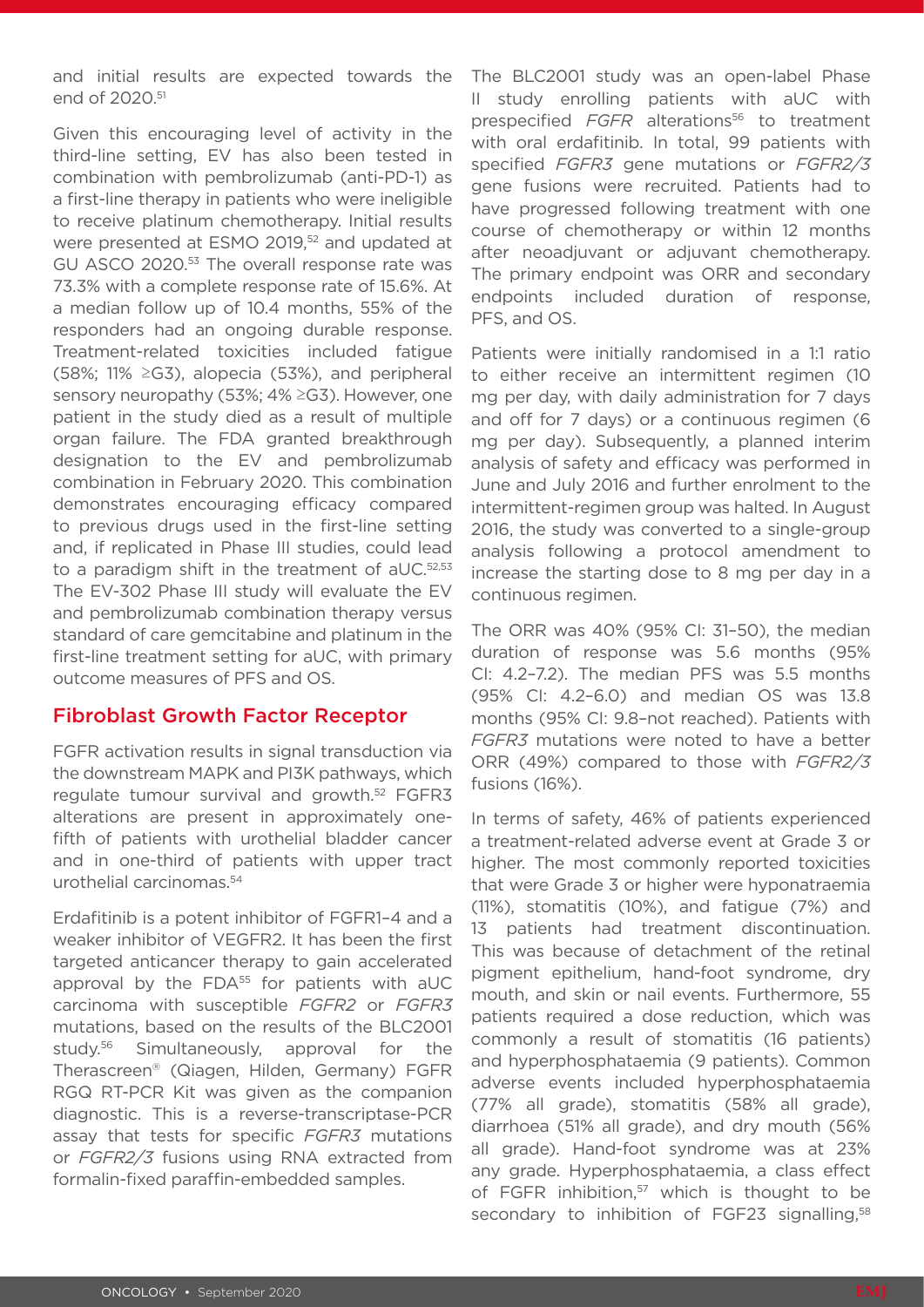and initial results are expected towards the end of 2020.[51]

Given this encouraging level of activity in the third-line setting, EV has also been tested in combination with pembrolizumab (anti-PD-1) as a first-line therapy in patients who were ineligible to receive platinum chemotherapy. Initial results were presented at ESMO 2019,[52] and updated at GU ASCO 2020.[53] The overall response rate was 73.3% with a complete response rate of 15.6%. At a median follow up of 10.4 months, 55% of the responders had an ongoing durable response. Treatment-related toxicities included fatigue (58%; 11% ≥G3), alopecia (53%), and peripheral sensory neuropathy (53%; 4% ≥G3). However, one patient in the study died as a result of multiple organ failure. The FDA granted breakthrough designation to the EV and pembrolizumab combination in February 2020. This combination demonstrates encouraging efficacy compared to previous drugs used in the first-line setting and, if replicated in Phase III studies, could lead to a paradigm shift in the treatment of aUC.[52,53] The EV-302 Phase III study will evaluate the EV and pembrolizumab combination therapy versus standard of care gemcitabine and platinum in the first-line treatment setting for aUC, with primary outcome measures of PFS and OS.

## Fibroblast Growth Factor Receptor

FGFR activation results in signal transduction via the downstream MAPK and PI3K pathways, which regulate tumour survival and growth.[52] FGFR3 alterations are present in approximately one-fifth of patients with urothelial bladder cancer and in one-third of patients with upper tract urothelial carcinomas.[54]

Erdafitinib is a potent inhibitor of FGFR1–4 and a weaker inhibitor of VEGFR2. It has been the first targeted anticancer therapy to gain accelerated approval by the FDA[55] for patients with aUC carcinoma with susceptible *FGFR2* or *FGFR3* mutations, based on the results of the BLC2001 study.[56] Simultaneously, approval for the Therascreen® (Qiagen, Hilden, Germany) FGFR RGQ RT-PCR Kit was given as the companion diagnostic. This is a reverse-transcriptase-PCR assay that tests for specific *FGFR3* mutations or *FGFR2/3* fusions using RNA extracted from formalin-fixed paraffin-embedded samples.

The BLC2001 study was an open-label Phase II study enrolling patients with aUC with prespecified *FGFR* alterations[56] to treatment with oral erdafitinib. In total, 99 patients with specified *FGFR3* gene mutations or *FGFR2/3* gene fusions were recruited. Patients had to have progressed following treatment with one course of chemotherapy or within 12 months after neoadjuvant or adjuvant chemotherapy. The primary endpoint was ORR and secondary endpoints included duration of response, PFS, and OS.

Patients were initially randomised in a 1:1 ratio to either receive an intermittent regimen (10 mg per day, with daily administration for 7 days and off for 7 days) or a continuous regimen (6 mg per day). Subsequently, a planned interim analysis of safety and efficacy was performed in June and July 2016 and further enrolment to the intermittent-regimen group was halted. In August 2016, the study was converted to a single-group analysis following a protocol amendment to increase the starting dose to 8 mg per day in a continuous regimen.

The ORR was 40% (95% CI: 31–50), the median duration of response was 5.6 months (95% CI: 4.2–7.2). The median PFS was 5.5 months (95% CI: 4.2–6.0) and median OS was 13.8 months (95% CI: 9.8–not reached). Patients with *FGFR3* mutations were noted to have a better ORR (49%) compared to those with *FGFR2/3* fusions (16%).

In terms of safety, 46% of patients experienced a treatment-related adverse event at Grade 3 or higher. The most commonly reported toxicities that were Grade 3 or higher were hyponatraemia (11%), stomatitis (10%), and fatigue (7%) and 13 patients had treatment discontinuation. This was because of detachment of the retinal pigment epithelium, hand-foot syndrome, dry mouth, and skin or nail events. Furthermore, 55 patients required a dose reduction, which was commonly a result of stomatitis (16 patients) and hyperphosphataemia (9 patients). Common adverse events included hyperphosphataemia (77% all grade), stomatitis (58% all grade), diarrhoea (51% all grade), and dry mouth (56% all grade). Hand-foot syndrome was at 23% any grade. Hyperphosphataemia, a class effect of FGFR inhibition,[57] which is thought to be secondary to inhibition of FGF23 signalling,[58]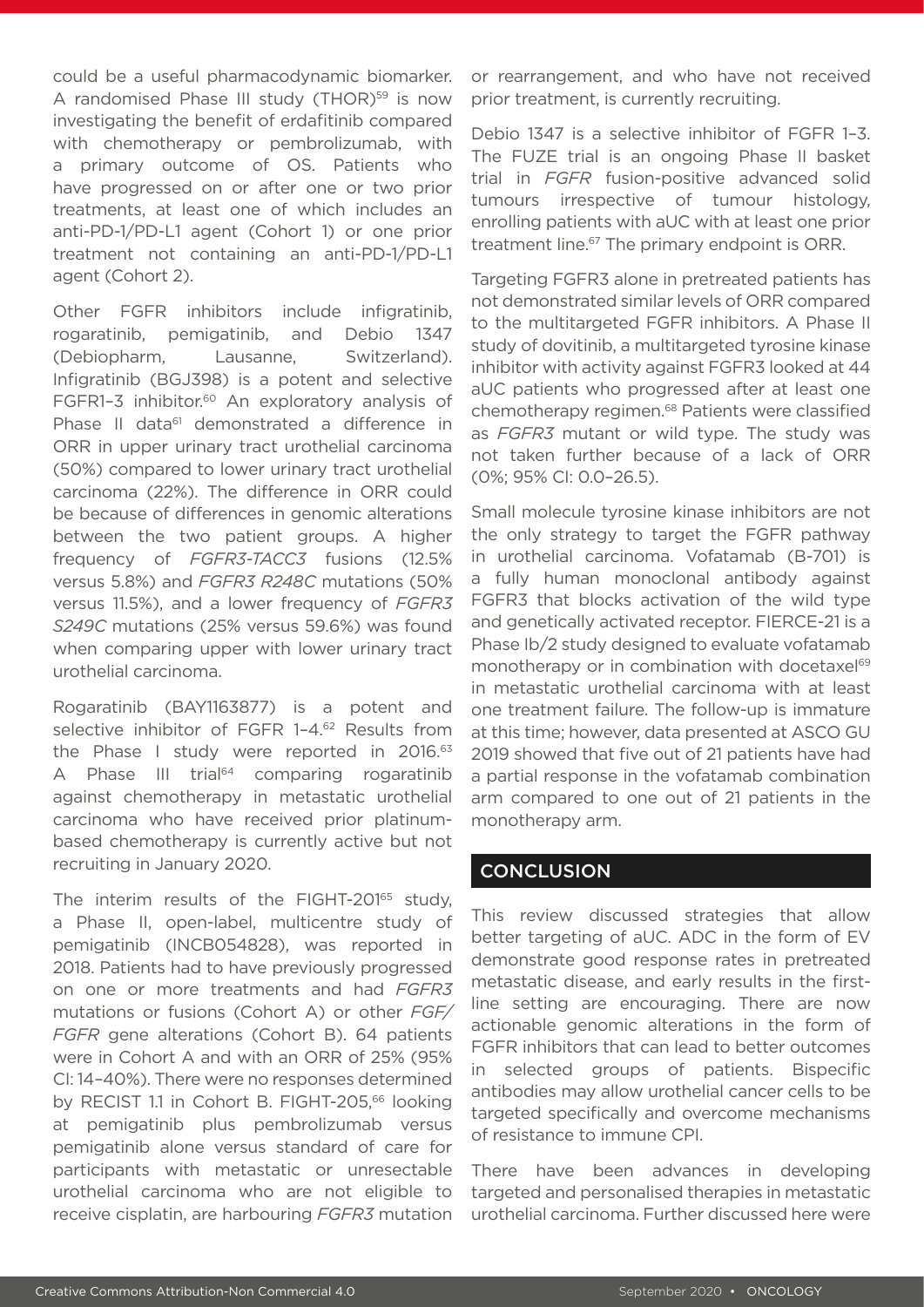could be a useful pharmacodynamic biomarker. A randomised Phase III study (THOR)[59] is now investigating the benefit of erdafitinib compared with chemotherapy or pembrolizumab, with a primary outcome of OS. Patients who have progressed on or after one or two prior treatments, at least one of which includes an anti-PD-1/PD-L1 agent (Cohort 1) or one prior treatment not containing an anti-PD-1/PD-L1 agent (Cohort 2).

Other FGFR inhibitors include infigratinib, rogaratinib, pemigatinib, and Debio 1347 (Debiopharm, Lausanne, Switzerland). Infigratinib (BGJ398) is a potent and selective FGFR1–3 inhibitor.[60] An exploratory analysis of Phase II data[61] demonstrated a difference in ORR in upper urinary tract urothelial carcinoma (50%) compared to lower urinary tract urothelial carcinoma (22%). The difference in ORR could be because of differences in genomic alterations between the two patient groups. A higher frequency of *FGFR3-TACC3* fusions (12.5% versus 5.8%) and *FGFR3 R248C* mutations (50% versus 11.5%), and a lower frequency of *FGFR3 S249C* mutations (25% versus 59.6%) was found when comparing upper with lower urinary tract urothelial carcinoma.

Rogaratinib (BAY1163877) is a potent and selective inhibitor of FGFR 1–4.[62] Results from the Phase I study were reported in 2016.[63] A Phase III trial[64] comparing rogaratinib against chemotherapy in metastatic urothelial carcinoma who have received prior platinum-based chemotherapy is currently active but not recruiting in January 2020.

The interim results of the FIGHT-201[65] study, a Phase II, open-label, multicentre study of pemigatinib (INCB054828), was reported in 2018. Patients had to have previously progressed on one or more treatments and had *FGFR3* mutations or fusions (Cohort A) or other *FGF/FGFR* gene alterations (Cohort B). 64 patients were in Cohort A and with an ORR of 25% (95% CI: 14–40%). There were no responses determined by RECIST 1.1 in Cohort B. FIGHT-205,[66] looking at pemigatinib plus pembrolizumab versus pemigatinib alone versus standard of care for participants with metastatic or unresectable urothelial carcinoma who are not eligible to receive cisplatin, are harbouring *FGFR3* mutation or rearrangement, and who have not received prior treatment, is currently recruiting.

Debio 1347 is a selective inhibitor of FGFR 1–3. The FUZE trial is an ongoing Phase II basket trial in *FGFR* fusion-positive advanced solid tumours irrespective of tumour histology, enrolling patients with aUC with at least one prior treatment line.[67] The primary endpoint is ORR.

Targeting FGFR3 alone in pretreated patients has not demonstrated similar levels of ORR compared to the multitargeted FGFR inhibitors. A Phase II study of dovitinib, a multitargeted tyrosine kinase inhibitor with activity against FGFR3 looked at 44 aUC patients who progressed after at least one chemotherapy regimen.[68] Patients were classified as *FGFR3* mutant or wild type. The study was not taken further because of a lack of ORR (0%; 95% CI: 0.0–26.5).

Small molecule tyrosine kinase inhibitors are not the only strategy to target the FGFR pathway in urothelial carcinoma. Vofatamab (B-701) is a fully human monoclonal antibody against FGFR3 that blocks activation of the wild type and genetically activated receptor. FIERCE-21 is a Phase Ib/2 study designed to evaluate vofatamab monotherapy or in combination with docetaxel[69] in metastatic urothelial carcinoma with at least one treatment failure. The follow-up is immature at this time; however, data presented at ASCO GU 2019 showed that five out of 21 patients have had a partial response in the vofatamab combination arm compared to one out of 21 patients in the monotherapy arm.

## CONCLUSION

This review discussed strategies that allow better targeting of aUC. ADC in the form of EV demonstrate good response rates in pretreated metastatic disease, and early results in the first-line setting are encouraging. There are now actionable genomic alterations in the form of FGFR inhibitors that can lead to better outcomes in selected groups of patients. Bispecific antibodies may allow urothelial cancer cells to be targeted specifically and overcome mechanisms of resistance to immune CPI.

There have been advances in developing targeted and personalised therapies in metastatic urothelial carcinoma. Further discussed here were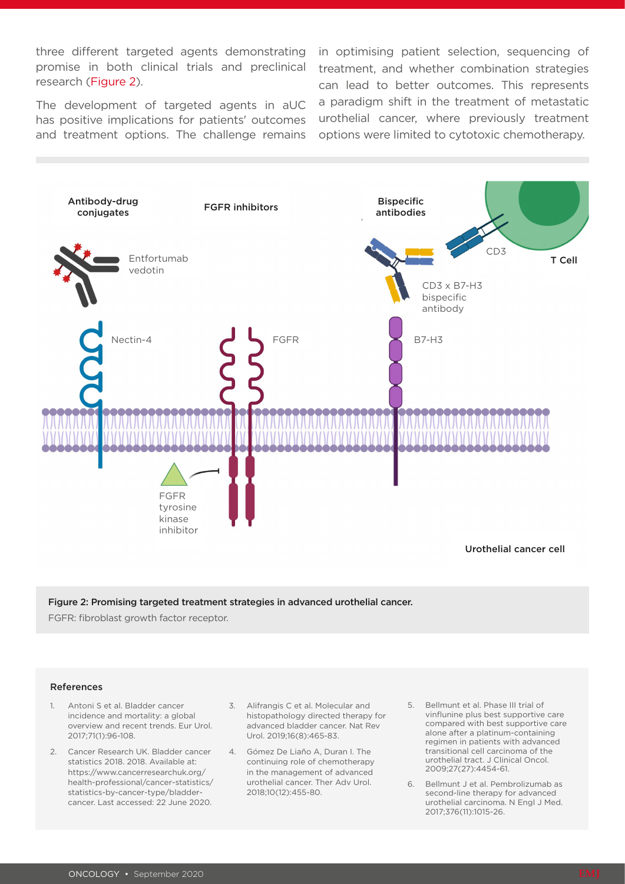three different targeted agents demonstrating promise in both clinical trials and preclinical research (Figure 2).

The development of targeted agents in aUC has positive implications for patients' outcomes and treatment options. The challenge remains in optimising patient selection, sequencing of treatment, and whether combination strategies can lead to better outcomes. This represents a paradigm shift in the treatment of metastatic urothelial cancer, where previously treatment options were limited to cytotoxic chemotherapy.

Antibody-drug conjugates

FGFR inhibitors

Bispecific antibodies

Entfortumab vedotin

CD3

T Cell

CD3 x B7-H3 bispecific antibody

Nectin-4

FGFR

B7-H3

FGFR tyrosine kinase inhibitor

Urothelial cancer cell

**Figure 2: Promising targeted treatment strategies in advanced urothelial cancer.**

FGFR: fibroblast growth factor receptor.

### References

1. Antoni S et al. Bladder cancer incidence and mortality: a global overview and recent trends. Eur Urol. 2017;71(1):96-108.
2. Cancer Research UK. Bladder cancer statistics 2018. 2018. Available at: https://www.cancerresearchuk.org/health-professional/cancer-statistics/statistics-by-cancer-type/bladder-cancer. Last accessed: 22 June 2020.
3. Alifrangis C et al. Molecular and histopathology directed therapy for advanced bladder cancer. Nat Rev Urol. 2019;16(8):465-83.
4. Gómez De Liaño A, Duran I. The continuing role of chemotherapy in the management of advanced urothelial cancer. Ther Adv Urol. 2018;10(12):455-80.
5. Bellmunt et al. Phase III trial of vinflunine plus best supportive care compared with best supportive care alone after a platinum-containing regimen in patients with advanced transitional cell carcinoma of the urothelial tract. J Clinical Oncol. 2009;27(27):4454-61.
6. Bellmunt J et al. Pembrolizumab as second-line therapy for advanced urothelial carcinoma. N Engl J Med. 2017;376(11):1015-26.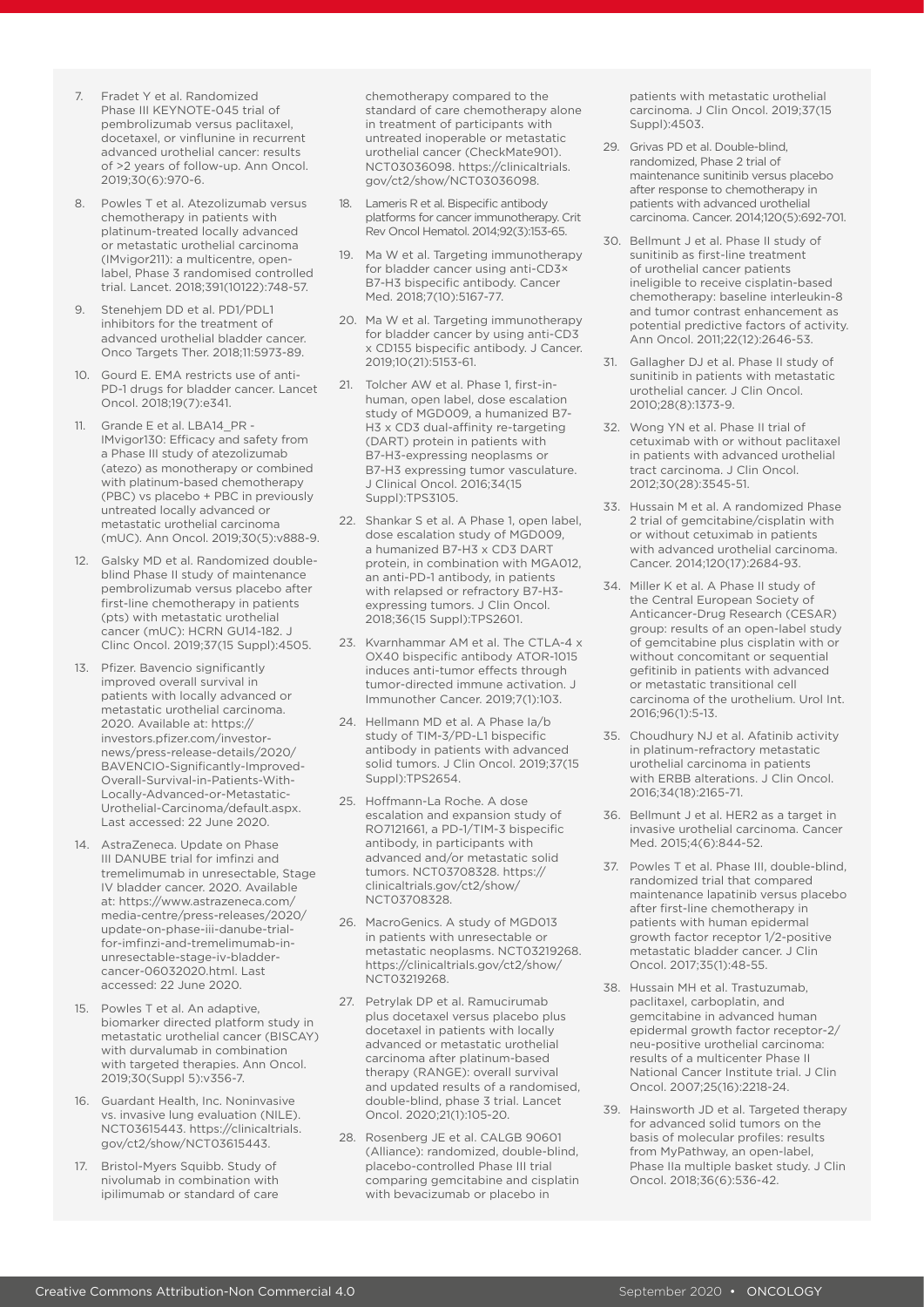7. Fradet Y et al. Randomized Phase III KEYNOTE-045 trial of pembrolizumab versus paclitaxel, docetaxel, or vinflunine in recurrent advanced urothelial cancer: results of >2 years of follow-up. Ann Oncol. 2019;30(6):970-6.
8. Powles T et al. Atezolizumab versus chemotherapy in patients with platinum-treated locally advanced or metastatic urothelial carcinoma (IMvigor211): a multicentre, open-label, Phase 3 randomised controlled trial. Lancet. 2018;391(10122):748-57.
9. Stenehjem DD et al. PD1/PDL1 inhibitors for the treatment of advanced urothelial bladder cancer. Onco Targets Ther. 2018;11:5973-89.
10. Gourd E. EMA restricts use of anti-PD-1 drugs for bladder cancer. Lancet Oncol. 2018;19(7):e341.
11. Grande E et al. LBA14_PR - IMvigor130: Efficacy and safety from a Phase III study of atezolizumab (atezo) as monotherapy or combined with platinum-based chemotherapy (PBC) vs placebo + PBC in previously untreated locally advanced or metastatic urothelial carcinoma (mUC). Ann Oncol. 2019;30(5):v888-9.
12. Galsky MD et al. Randomized double-blind Phase II study of maintenance pembrolizumab versus placebo after first-line chemotherapy in patients (pts) with metastatic urothelial cancer (mUC): HCRN GU14-182. J Clinc Oncol. 2019;37(15 Suppl):4505.
13. Pfizer. Bavencio significantly improved overall survival in patients with locally advanced or metastatic urothelial carcinoma. 2020. Available at: https://investors.pfizer.com/investor-news/press-release-details/2020/BAVENCIO-Significantly-Improved-Overall-Survival-in-Patients-With-Locally-Advanced-or-Metastatic-Urothelial-Carcinoma/default.aspx. Last accessed: 22 June 2020.
14. AstraZeneca. Update on Phase III DANUBE trial for imfinzi and tremelimumab in unresectable, Stage IV bladder cancer. 2020. Available at: https://www.astrazeneca.com/media-centre/press-releases/2020/update-on-phase-iii-danube-trial-for-imfinzi-and-tremelimumab-in-unresectable-stage-iv-bladder-cancer-06032020.html. Last accessed: 22 June 2020.
15. Powles T et al. An adaptive, biomarker directed platform study in metastatic urothelial cancer (BISCAY) with durvalumab in combination with targeted therapies. Ann Oncol. 2019;30(Suppl 5):v356-7.
16. Guardant Health, Inc. Noninvasive vs. invasive lung evaluation (NILE). NCT03615443. https://clinicaltrials.gov/ct2/show/NCT03615443.
17. Bristol-Myers Squibb. Study of nivolumab in combination with ipilimumab or standard of care chemotherapy compared to the standard of care chemotherapy alone in treatment of participants with untreated inoperable or metastatic urothelial cancer (CheckMate901). NCT03036098. https://clinicaltrials.gov/ct2/show/NCT03036098.
18. Lameris R et al. Bispecific antibody platforms for cancer immunotherapy. Crit Rev Oncol Hematol. 2014;92(3):153-65.
19. Ma W et al. Targeting immunotherapy for bladder cancer using anti-CD3× B7-H3 bispecific antibody. Cancer Med. 2018;7(10):5167-77.
20. Ma W et al. Targeting immunotherapy for bladder cancer by using anti-CD3 x CD155 bispecific antibody. J Cancer. 2019;10(21):5153-61.
21. Tolcher AW et al. Phase 1, first-in-human, open label, dose escalation study of MGD009, a humanized B7-H3 x CD3 dual-affinity re-targeting (DART) protein in patients with B7-H3-expressing neoplasms or B7-H3 expressing tumor vasculature. J Clinical Oncol. 2016;34(15 Suppl):TPS3105.
22. Shankar S et al. A Phase 1, open label, dose escalation study of MGD009, a humanized B7-H3 x CD3 DART protein, in combination with MGA012, an anti-PD-1 antibody, in patients with relapsed or refractory B7-H3-expressing tumors. J Clin Oncol. 2018;36(15 Suppl):TPS2601.
23. Kvarnhammar AM et al. The CTLA-4 x OX40 bispecific antibody ATOR-1015 induces anti-tumor effects through tumor-directed immune activation. J Immunother Cancer. 2019;7(1):103.
24. Hellmann MD et al. A Phase Ia/b study of TIM-3/PD-L1 bispecific antibody in patients with advanced solid tumors. J Clin Oncol. 2019;37(15 Suppl):TPS2654.
25. Hoffmann-La Roche. A dose escalation and expansion study of RO7121661, a PD-1/TIM-3 bispecific antibody, in participants with advanced and/or metastatic solid tumors. NCT03708328. https://clinicaltrials.gov/ct2/show/NCT03708328.
26. MacroGenics. A study of MGD013 in patients with unresectable or metastatic neoplasms. NCT03219268. https://clinicaltrials.gov/ct2/show/NCT03219268.
27. Petrylak DP et al. Ramucirumab plus docetaxel versus placebo plus docetaxel in patients with locally advanced or metastatic urothelial carcinoma after platinum-based therapy (RANGE): overall survival and updated results of a randomised, double-blind, phase 3 trial. Lancet Oncol. 2020;21(1):105-20.
28. Rosenberg JE et al. CALGB 90601 (Alliance): randomized, double-blind, placebo-controlled Phase III trial comparing gemcitabine and cisplatin with bevacizumab or placebo in patients with metastatic urothelial carcinoma. J Clin Oncol. 2019;37(15 Suppl):4503.
29. Grivas PD et al. Double-blind, randomized, Phase 2 trial of maintenance sunitinib versus placebo after response to chemotherapy in patients with advanced urothelial carcinoma. Cancer. 2014;120(5):692-701.
30. Bellmunt J et al. Phase II study of sunitinib as first-line treatment of urothelial cancer patients ineligible to receive cisplatin-based chemotherapy: baseline interleukin-8 and tumor contrast enhancement as potential predictive factors of activity. Ann Oncol. 2011;22(12):2646-53.
31. Gallagher DJ et al. Phase II study of sunitinib in patients with metastatic urothelial cancer. J Clin Oncol. 2010;28(8):1373-9.
32. Wong YN et al. Phase II trial of cetuximab with or without paclitaxel in patients with advanced urothelial tract carcinoma. J Clin Oncol. 2012;30(28):3545-51.
33. Hussain M et al. A randomized Phase 2 trial of gemcitabine/cisplatin with or without cetuximab in patients with advanced urothelial carcinoma. Cancer. 2014;120(17):2684-93.
34. Miller K et al. A Phase II study of the Central European Society of Anticancer-Drug Research (CESAR) group: results of an open-label study of gemcitabine plus cisplatin with or without concomitant or sequential gefitinib in patients with advanced or metastatic transitional cell carcinoma of the urothelium. Urol Int. 2016;96(1):5-13.
35. Choudhury NJ et al. Afatinib activity in platinum-refractory metastatic urothelial carcinoma in patients with ERBB alterations. J Clin Oncol. 2016;34(18):2165-71.
36. Bellmunt J et al. HER2 as a target in invasive urothelial carcinoma. Cancer Med. 2015;4(6):844-52.
37. Powles T et al. Phase III, double-blind, randomized trial that compared maintenance lapatinib versus placebo after first-line chemotherapy in patients with human epidermal growth factor receptor 1/2-positive metastatic bladder cancer. J Clin Oncol. 2017;35(1):48-55.
38. Hussain MH et al. Trastuzumab, paclitaxel, carboplatin, and gemcitabine in advanced human epidermal growth factor receptor-2/neu-positive urothelial carcinoma: results of a multicenter Phase II National Cancer Institute trial. J Clin Oncol. 2007;25(16):2218-24.
39. Hainsworth JD et al. Targeted therapy for advanced solid tumors on the basis of molecular profiles: results from MyPathway, an open-label, Phase IIa multiple basket study. J Clin Oncol. 2018;36(6):536-42.

Creative Commons Attribution-Non Commercial 4.0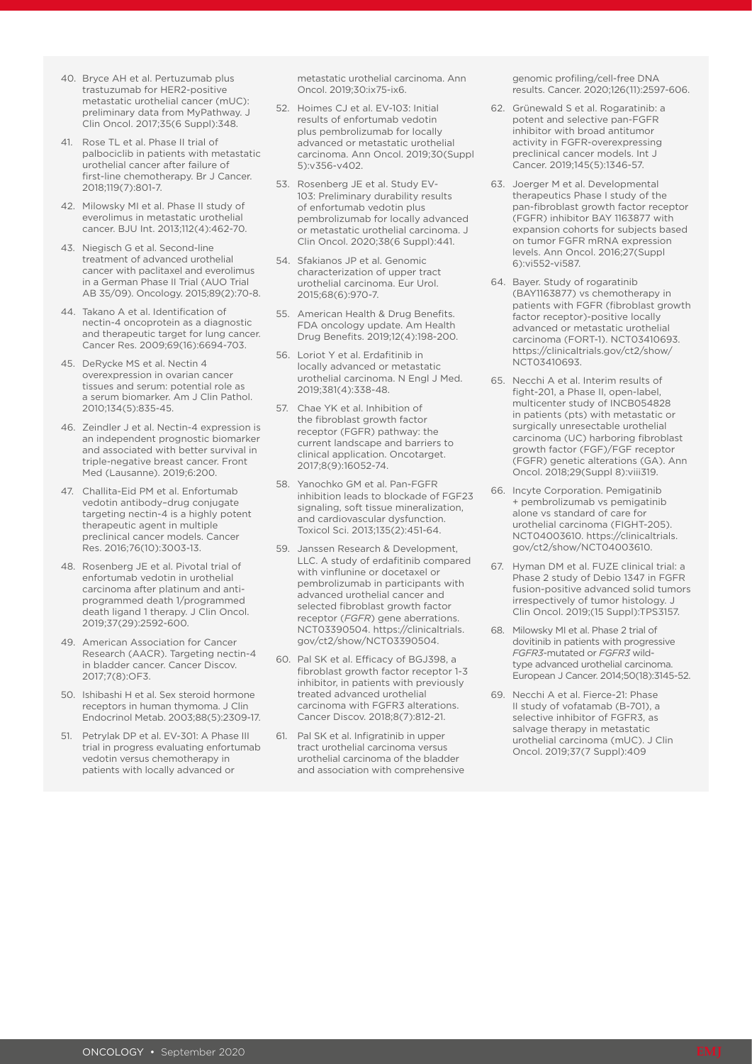40. Bryce AH et al. Pertuzumab plus trastuzumab for HER2-positive metastatic urothelial cancer (mUC): preliminary data from MyPathway. J Clin Oncol. 2017;35(6 Suppl):348.
41. Rose TL et al. Phase II trial of palbociclib in patients with metastatic urothelial cancer after failure of first-line chemotherapy. Br J Cancer. 2018;119(7):801-7.
42. Milowsky MI et al. Phase II study of everolimus in metastatic urothelial cancer. BJU Int. 2013;112(4):462-70.
43. Niegisch G et al. Second-line treatment of advanced urothelial cancer with paclitaxel and everolimus in a German Phase II Trial (AUO Trial AB 35/09). Oncology. 2015;89(2):70-8.
44. Takano A et al. Identification of nectin-4 oncoprotein as a diagnostic and therapeutic target for lung cancer. Cancer Res. 2009;69(16):6694-703.
45. DeRycke MS et al. Nectin 4 overexpression in ovarian cancer tissues and serum: potential role as a serum biomarker. Am J Clin Pathol. 2010;134(5):835-45.
46. Zeindler J et al. Nectin-4 expression is an independent prognostic biomarker and associated with better survival in triple-negative breast cancer. Front Med (Lausanne). 2019;6:200.
47. Challita-Eid PM et al. Enfortumab vedotin antibody–drug conjugate targeting nectin-4 is a highly potent therapeutic agent in multiple preclinical cancer models. Cancer Res. 2016;76(10):3003-13.
48. Rosenberg JE et al. Pivotal trial of enfortumab vedotin in urothelial carcinoma after platinum and anti-programmed death 1/programmed death ligand 1 therapy. J Clin Oncol. 2019;37(29):2592-600.
49. American Association for Cancer Research (AACR). Targeting nectin-4 in bladder cancer. Cancer Discov. 2017;7(8):OF3.
50. Ishibashi H et al. Sex steroid hormone receptors in human thymoma. J Clin Endocrinol Metab. 2003;88(5):2309-17.
51. Petrylak DP et al. EV-301: A Phase III trial in progress evaluating enfortumab vedotin versus chemotherapy in patients with locally advanced or metastatic urothelial carcinoma. Ann Oncol. 2019;30:ix75-ix6.
52. Hoimes CJ et al. EV-103: Initial results of enfortumab vedotin plus pembrolizumab for locally advanced or metastatic urothelial carcinoma. Ann Oncol. 2019;30(Suppl 5):v356-v402.
53. Rosenberg JE et al. Study EV-103: Preliminary durability results of enfortumab vedotin plus pembrolizumab for locally advanced or metastatic urothelial carcinoma. J Clin Oncol. 2020;38(6 Suppl):441.
54. Sfakianos JP et al. Genomic characterization of upper tract urothelial carcinoma. Eur Urol. 2015;68(6):970-7.
55. American Health & Drug Benefits. FDA oncology update. Am Health Drug Benefits. 2019;12(4):198-200.
56. Loriot Y et al. Erdafitinib in locally advanced or metastatic urothelial carcinoma. N Engl J Med. 2019;381(4):338-48.
57. Chae YK et al. Inhibition of the fibroblast growth factor receptor (FGFR) pathway: the current landscape and barriers to clinical application. Oncotarget. 2017;8(9):16052-74.
58. Yanochko GM et al. Pan-FGFR inhibition leads to blockade of FGF23 signaling, soft tissue mineralization, and cardiovascular dysfunction. Toxicol Sci. 2013;135(2):451-64.
59. Janssen Research & Development, LLC. A study of erdafitinib compared with vinflunine or docetaxel or pembrolizumab in participants with advanced urothelial cancer and selected fibroblast growth factor receptor (*FGFR*) gene aberrations. NCT03390504. https://clinicaltrials.gov/ct2/show/NCT03390504.
60. Pal SK et al. Efficacy of BGJ398, a fibroblast growth factor receptor 1-3 inhibitor, in patients with previously treated advanced urothelial carcinoma with FGFR3 alterations. Cancer Discov. 2018;8(7):812-21.
61. Pal SK et al. Infigratinib in upper tract urothelial carcinoma versus urothelial carcinoma of the bladder and association with comprehensive genomic profiling/cell-free DNA results. Cancer. 2020;126(11):2597-606.
62. Grünewald S et al. Rogaratinib: a potent and selective pan-FGFR inhibitor with broad antitumor activity in FGFR-overexpressing preclinical cancer models. Int J Cancer. 2019;145(5):1346-57.
63. Joerger M et al. Developmental therapeutics Phase I study of the pan-fibroblast growth factor receptor (FGFR) inhibitor BAY 1163877 with expansion cohorts for subjects based on tumor FGFR mRNA expression levels. Ann Oncol. 2016;27(Suppl 6):vi552-vi587.
64. Bayer. Study of rogaratinib (BAY1163877) vs chemotherapy in patients with FGFR (fibroblast growth factor receptor)-positive locally advanced or metastatic urothelial carcinoma (FORT-1). NCT03410693. https://clinicaltrials.gov/ct2/show/NCT03410693.
65. Necchi A et al. Interim results of fight-201, a Phase II, open-label, multicenter study of INCB054828 in patients (pts) with metastatic or surgically unresectable urothelial carcinoma (UC) harboring fibroblast growth factor (FGF)/FGF receptor (FGFR) genetic alterations (GA). Ann Oncol. 2018;29(Suppl 8):viii319.
66. Incyte Corporation. Pemigatinib + pembrolizumab vs pemigatinib alone vs standard of care for urothelial carcinoma (FIGHT-205). NCT04003610. https://clinicaltrials.gov/ct2/show/NCT04003610.
67. Hyman DM et al. FUZE clinical trial: a Phase 2 study of Debio 1347 in FGFR fusion-positive advanced solid tumors irrespectively of tumor histology. J Clin Oncol. 2019;(15 Suppl):TPS3157.
68. Milowsky MI et al. Phase 2 trial of dovitinib in patients with progressive *FGFR3*-mutated or *FGFR3* wild-type advanced urothelial carcinoma. European J Cancer. 2014;50(18):3145-52.
69. Necchi A et al. Fierce-21: Phase II study of vofatamab (B-701), a selective inhibitor of FGFR3, as salvage therapy in metastatic urothelial carcinoma (mUC). J Clin Oncol. 2019;37(7 Suppl):409